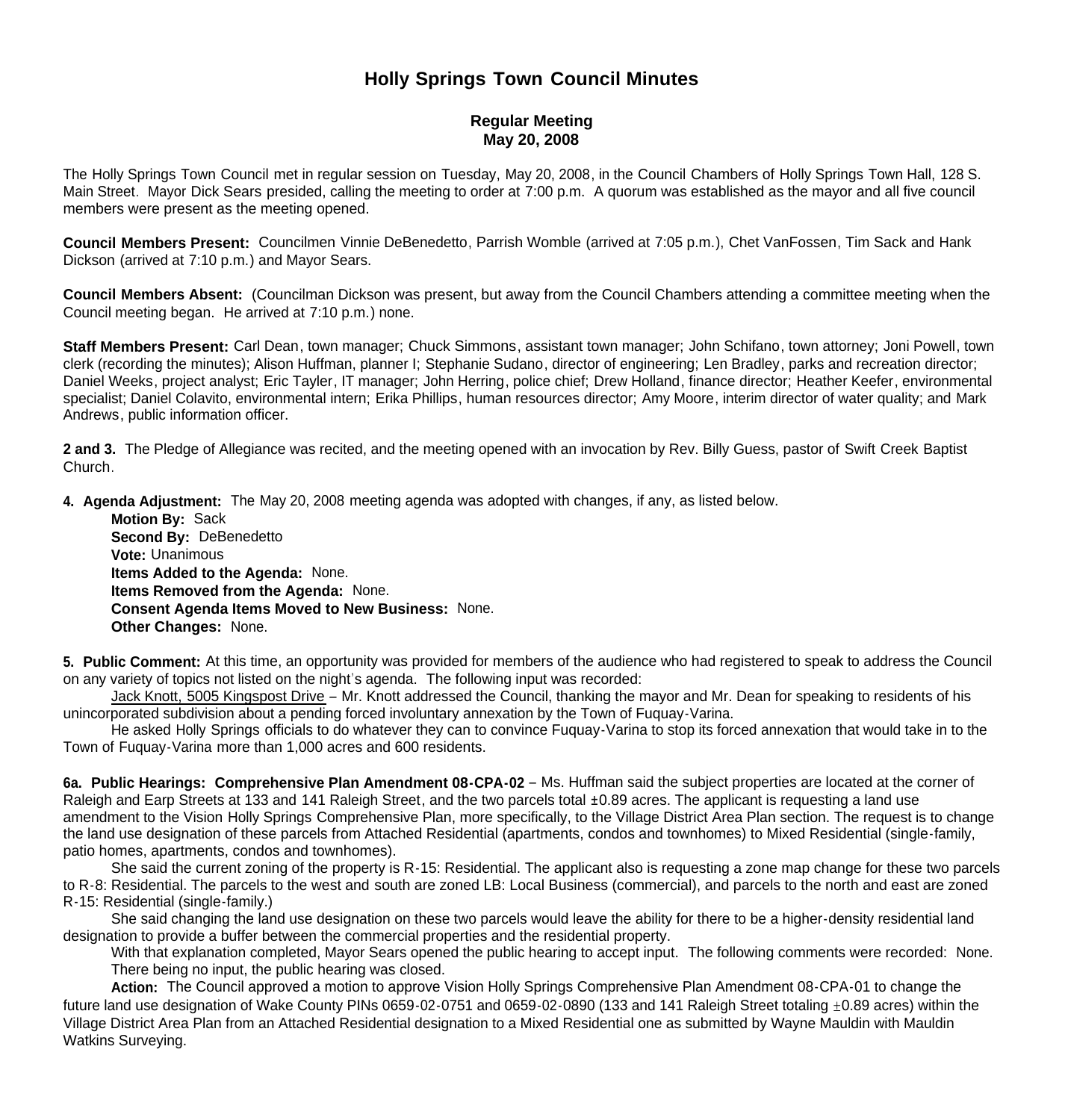# Holly Springs Town Council Minutes

## Regular Meeting
## May 20, 2008

The Holly Springs Town Council met in regular session on Tuesday, May 20, 2008, in the Council Chambers of Holly Springs Town Hall, 128 S. Main Street. Mayor Dick Sears presided, calling the meeting to order at 7:00 p.m. A quorum was established as the mayor and all five council members were present as the meeting opened.

**Council Members Present:** Councilmen Vinnie DeBenedetto, Parrish Womble (arrived at 7:05 p.m.), Chet VanFossen, Tim Sack and Hank Dickson (arrived at 7:10 p.m.) and Mayor Sears.

**Council Members Absent:** (Councilman Dickson was present, but away from the Council Chambers attending a committee meeting when the Council meeting began. He arrived at 7:10 p.m.) none.

**Staff Members Present:** Carl Dean, town manager; Chuck Simmons, assistant town manager; John Schifano, town attorney; Joni Powell, town clerk (recording the minutes); Alison Huffman, planner I; Stephanie Sudano, director of engineering; Len Bradley, parks and recreation director; Daniel Weeks, project analyst; Eric Tayler, IT manager; John Herring, police chief; Drew Holland, finance director; Heather Keefer, environmental specialist; Daniel Colavito, environmental intern; Erika Phillips, human resources director; Amy Moore, interim director of water quality; and Mark Andrews, public information officer.

**2 and 3.** The Pledge of Allegiance was recited, and the meeting opened with an invocation by Rev. Billy Guess, pastor of Swift Creek Baptist Church.

**4. Agenda Adjustment:** The May 20, 2008 meeting agenda was adopted with changes, if any, as listed below.

**Motion By:** Sack
**Second By:** DeBenedetto
**Vote:** Unanimous
**Items Added to the Agenda:** None.
**Items Removed from the Agenda:** None.
**Consent Agenda Items Moved to New Business:** None.
**Other Changes:** None.

**5. Public Comment:** At this time, an opportunity was provided for members of the audience who had registered to speak to address the Council on any variety of topics not listed on the night's agenda. The following input was recorded:

Jack Knott, 5005 Kingspost Drive – Mr. Knott addressed the Council, thanking the mayor and Mr. Dean for speaking to residents of his unincorporated subdivision about a pending forced involuntary annexation by the Town of Fuquay-Varina.

He asked Holly Springs officials to do whatever they can to convince Fuquay-Varina to stop its forced annexation that would take in to the Town of Fuquay-Varina more than 1,000 acres and 600 residents.

**6a. Public Hearings: Comprehensive Plan Amendment 08-CPA-02** – Ms. Huffman said the subject properties are located at the corner of Raleigh and Earp Streets at 133 and 141 Raleigh Street, and the two parcels total ±0.89 acres. The applicant is requesting a land use amendment to the Vision Holly Springs Comprehensive Plan, more specifically, to the Village District Area Plan section. The request is to change the land use designation of these parcels from Attached Residential (apartments, condos and townhomes) to Mixed Residential (single-family, patio homes, apartments, condos and townhomes).

She said the current zoning of the property is R-15: Residential. The applicant also is requesting a zone map change for these two parcels to R-8: Residential. The parcels to the west and south are zoned LB: Local Business (commercial), and parcels to the north and east are zoned R-15: Residential (single-family.)

She said changing the land use designation on these two parcels would leave the ability for there to be a higher-density residential land designation to provide a buffer between the commercial properties and the residential property.

With that explanation completed, Mayor Sears opened the public hearing to accept input. The following comments were recorded: None.

There being no input, the public hearing was closed.

**Action:** The Council approved a motion to approve Vision Holly Springs Comprehensive Plan Amendment 08-CPA-01 to change the future land use designation of Wake County PINs 0659-02-0751 and 0659-02-0890 (133 and 141 Raleigh Street totaling ±0.89 acres) within the Village District Area Plan from an Attached Residential designation to a Mixed Residential one as submitted by Wayne Mauldin with Mauldin Watkins Surveying.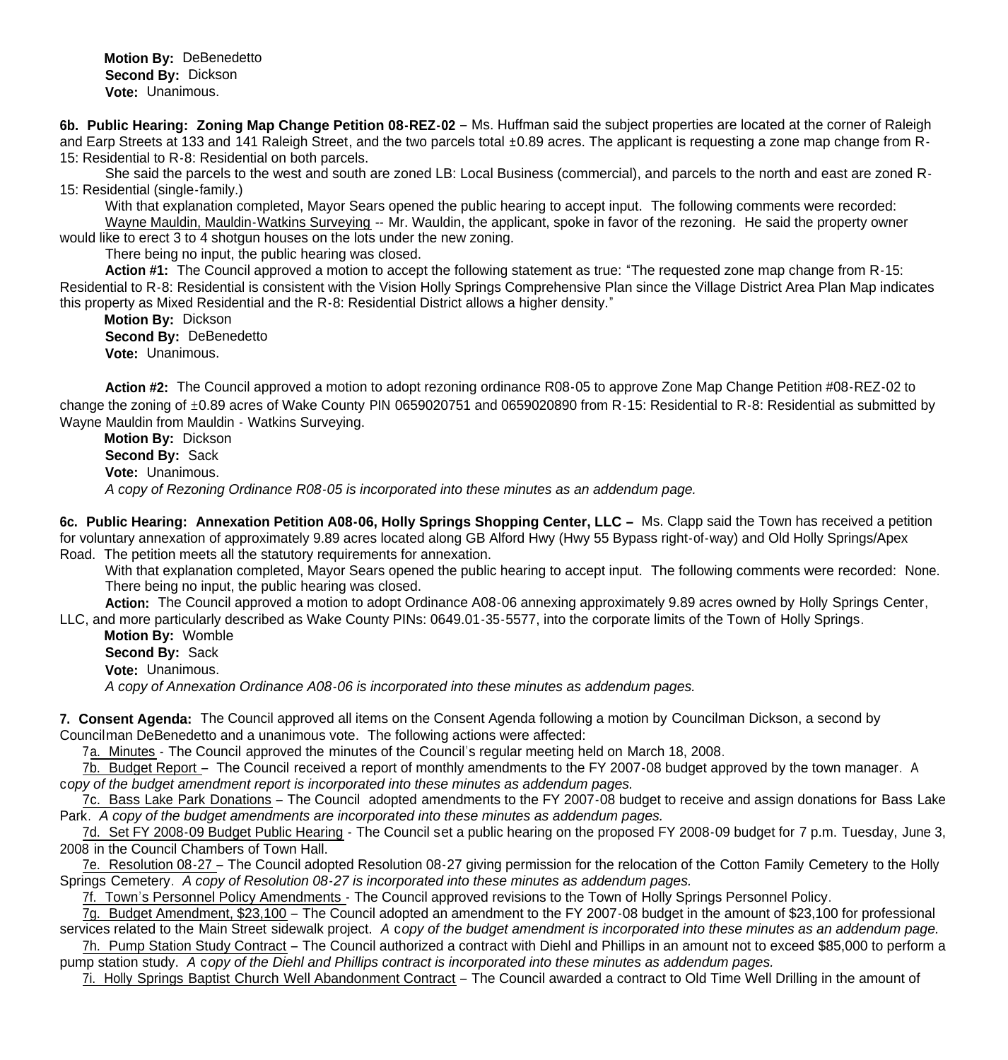**Motion By:** DeBenedetto
**Second By:** Dickson
**Vote:** Unanimous.

**6b. Public Hearing: Zoning Map Change Petition 08-REZ-02** – Ms. Huffman said the subject properties are located at the corner of Raleigh and Earp Streets at 133 and 141 Raleigh Street, and the two parcels total ±0.89 acres. The applicant is requesting a zone map change from R-15: Residential to R-8: Residential on both parcels.

She said the parcels to the west and south are zoned LB: Local Business (commercial), and parcels to the north and east are zoned R-15: Residential (single-family.)

With that explanation completed, Mayor Sears opened the public hearing to accept input. The following comments were recorded:

Wayne Mauldin, Mauldin-Watkins Surveying -- Mr. Wauldin, the applicant, spoke in favor of the rezoning. He said the property owner would like to erect 3 to 4 shotgun houses on the lots under the new zoning.

There being no input, the public hearing was closed.

**Action #1:** The Council approved a motion to accept the following statement as true: "The requested zone map change from R-15: Residential to R-8: Residential is consistent with the Vision Holly Springs Comprehensive Plan since the Village District Area Plan Map indicates this property as Mixed Residential and the R-8: Residential District allows a higher density."

**Motion By:** Dickson
**Second By:** DeBenedetto
**Vote:** Unanimous.

**Action #2:** The Council approved a motion to adopt rezoning ordinance R08-05 to approve Zone Map Change Petition #08-REZ-02 to change the zoning of ±0.89 acres of Wake County PIN 0659020751 and 0659020890 from R-15: Residential to R-8: Residential as submitted by Wayne Mauldin from Mauldin - Watkins Surveying.

**Motion By:** Dickson
**Second By:** Sack
**Vote:** Unanimous.

*A copy of Rezoning Ordinance R08-05 is incorporated into these minutes as an addendum page.*

**6c. Public Hearing: Annexation Petition A08-06, Holly Springs Shopping Center, LLC –** Ms. Clapp said the Town has received a petition for voluntary annexation of approximately 9.89 acres located along GB Alford Hwy (Hwy 55 Bypass right-of-way) and Old Holly Springs/Apex Road. The petition meets all the statutory requirements for annexation.

With that explanation completed, Mayor Sears opened the public hearing to accept input. The following comments were recorded: None.

There being no input, the public hearing was closed.

**Action:** The Council approved a motion to adopt Ordinance A08-06 annexing approximately 9.89 acres owned by Holly Springs Center, LLC, and more particularly described as Wake County PINs: 0649.01-35-5577, into the corporate limits of the Town of Holly Springs.

**Motion By:** Womble
**Second By:** Sack
**Vote:** Unanimous.

*A copy of Annexation Ordinance A08-06 is incorporated into these minutes as addendum pages.*

**7. Consent Agenda:** The Council approved all items on the Consent Agenda following a motion by Councilman Dickson, a second by Councilman DeBenedetto and a unanimous vote. The following actions were affected:

7a. Minutes - The Council approved the minutes of the Council's regular meeting held on March 18, 2008.

7b. Budget Report – The Council received a report of monthly amendments to the FY 2007-08 budget approved by the town manager. *A copy of the budget amendment report is incorporated into these minutes as addendum pages.*

7c. Bass Lake Park Donations – The Council adopted amendments to the FY 2007-08 budget to receive and assign donations for Bass Lake Park. *A copy of the budget amendments are incorporated into these minutes as addendum pages.*

7d. Set FY 2008-09 Budget Public Hearing - The Council set a public hearing on the proposed FY 2008-09 budget for 7 p.m. Tuesday, June 3, 2008 in the Council Chambers of Town Hall.

7e. Resolution 08-27 – The Council adopted Resolution 08-27 giving permission for the relocation of the Cotton Family Cemetery to the Holly Springs Cemetery. *A copy of Resolution 08-27 is incorporated into these minutes as addendum pages.*

7f. Town's Personnel Policy Amendments - The Council approved revisions to the Town of Holly Springs Personnel Policy.

7g. Budget Amendment, $23,100 – The Council adopted an amendment to the FY 2007-08 budget in the amount of $23,100 for professional services related to the Main Street sidewalk project. *A copy of the budget amendment is incorporated into these minutes as an addendum page.*

7h. Pump Station Study Contract – The Council authorized a contract with Diehl and Phillips in an amount not to exceed $85,000 to perform a pump station study. *A copy of the Diehl and Phillips contract is incorporated into these minutes as addendum pages.*

7i. Holly Springs Baptist Church Well Abandonment Contract – The Council awarded a contract to Old Time Well Drilling in the amount of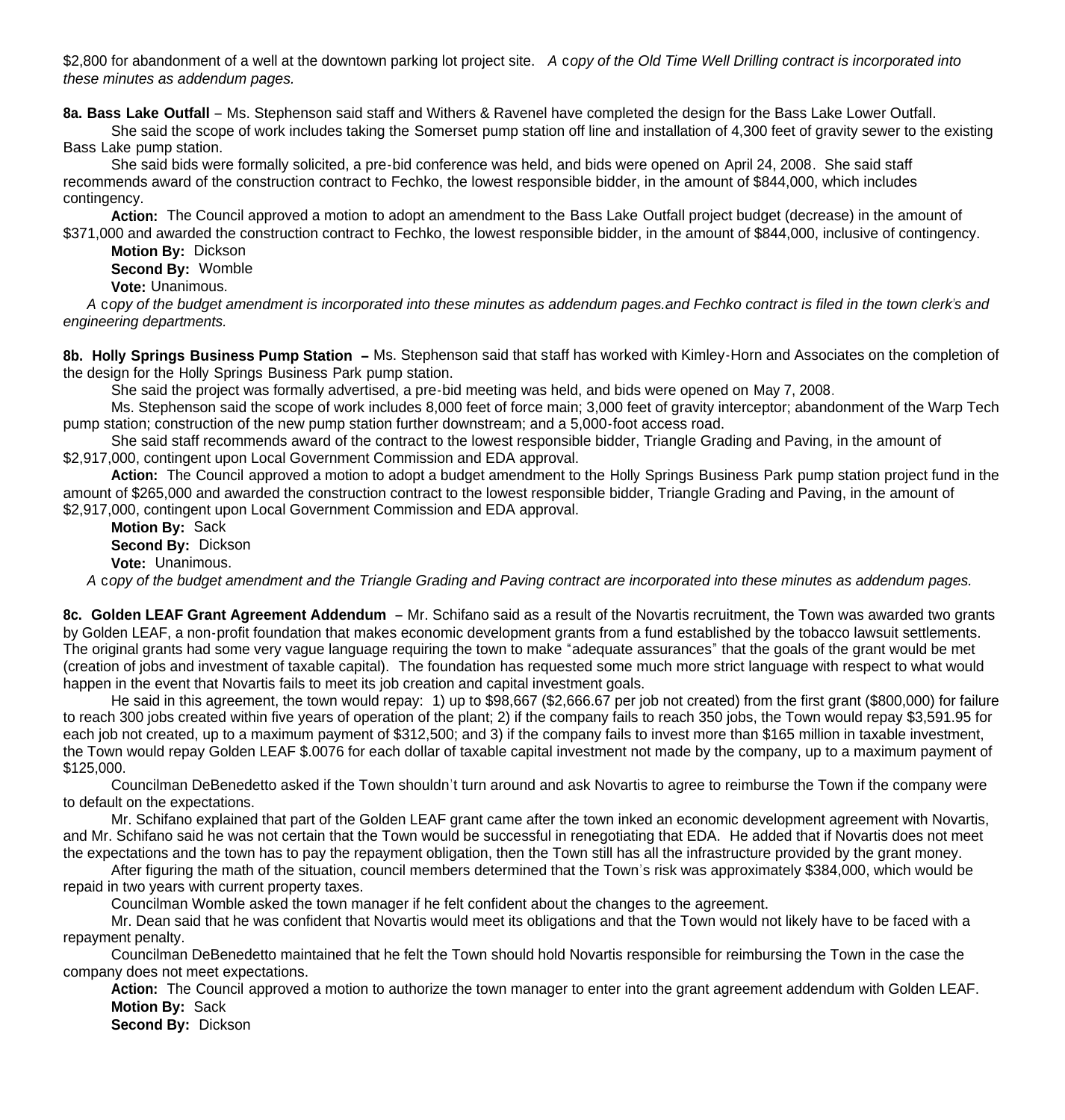$2,800 for abandonment of a well at the downtown parking lot project site. *A copy of the Old Time Well Drilling contract is incorporated into these minutes as addendum pages.*

**8a. Bass Lake Outfall** – Ms. Stephenson said staff and Withers & Ravenel have completed the design for the Bass Lake Lower Outfall.

She said the scope of work includes taking the Somerset pump station off line and installation of 4,300 feet of gravity sewer to the existing Bass Lake pump station.

She said bids were formally solicited, a pre-bid conference was held, and bids were opened on April 24, 2008. She said staff recommends award of the construction contract to Fechko, the lowest responsible bidder, in the amount of $844,000, which includes contingency.

**Action:** The Council approved a motion to adopt an amendment to the Bass Lake Outfall project budget (decrease) in the amount of $371,000 and awarded the construction contract to Fechko, the lowest responsible bidder, in the amount of $844,000, inclusive of contingency.

**Motion By:** Dickson

**Second By:** Womble

**Vote:** Unanimous.

*A copy of the budget amendment is incorporated into these minutes as addendum pages.and Fechko contract is filed in the town clerk's and engineering departments.*

**8b. Holly Springs Business Pump Station –** Ms. Stephenson said that staff has worked with Kimley-Horn and Associates on the completion of the design for the Holly Springs Business Park pump station.

She said the project was formally advertised, a pre-bid meeting was held, and bids were opened on May 7, 2008.

Ms. Stephenson said the scope of work includes 8,000 feet of force main; 3,000 feet of gravity interceptor; abandonment of the Warp Tech pump station; construction of the new pump station further downstream; and a 5,000-foot access road.

She said staff recommends award of the contract to the lowest responsible bidder, Triangle Grading and Paving, in the amount of $2,917,000, contingent upon Local Government Commission and EDA approval.

**Action:** The Council approved a motion to adopt a budget amendment to the Holly Springs Business Park pump station project fund in the amount of $265,000 and awarded the construction contract to the lowest responsible bidder, Triangle Grading and Paving, in the amount of $2,917,000, contingent upon Local Government Commission and EDA approval.

**Motion By:** Sack

**Second By:** Dickson

**Vote:** Unanimous.

*A copy of the budget amendment and the Triangle Grading and Paving contract are incorporated into these minutes as addendum pages.*

**8c. Golden LEAF Grant Agreement Addendum** – Mr. Schifano said as a result of the Novartis recruitment, the Town was awarded two grants by Golden LEAF, a non-profit foundation that makes economic development grants from a fund established by the tobacco lawsuit settlements. The original grants had some very vague language requiring the town to make "adequate assurances" that the goals of the grant would be met (creation of jobs and investment of taxable capital). The foundation has requested some much more strict language with respect to what would happen in the event that Novartis fails to meet its job creation and capital investment goals.

He said in this agreement, the town would repay: 1) up to $98,667 ($2,666.67 per job not created) from the first grant ($800,000) for failure to reach 300 jobs created within five years of operation of the plant; 2) if the company fails to reach 350 jobs, the Town would repay $3,591.95 for each job not created, up to a maximum payment of $312,500; and 3) if the company fails to invest more than $165 million in taxable investment, the Town would repay Golden LEAF $.0076 for each dollar of taxable capital investment not made by the company, up to a maximum payment of $125,000.

Councilman DeBenedetto asked if the Town shouldn't turn around and ask Novartis to agree to reimburse the Town if the company were to default on the expectations.

Mr. Schifano explained that part of the Golden LEAF grant came after the town inked an economic development agreement with Novartis, and Mr. Schifano said he was not certain that the Town would be successful in renegotiating that EDA. He added that if Novartis does not meet the expectations and the town has to pay the repayment obligation, then the Town still has all the infrastructure provided by the grant money.

After figuring the math of the situation, council members determined that the Town's risk was approximately $384,000, which would be repaid in two years with current property taxes.

Councilman Womble asked the town manager if he felt confident about the changes to the agreement.

Mr. Dean said that he was confident that Novartis would meet its obligations and that the Town would not likely have to be faced with a repayment penalty.

Councilman DeBenedetto maintained that he felt the Town should hold Novartis responsible for reimbursing the Town in the case the company does not meet expectations.

**Action:** The Council approved a motion to authorize the town manager to enter into the grant agreement addendum with Golden LEAF.

**Motion By:** Sack

**Second By:** Dickson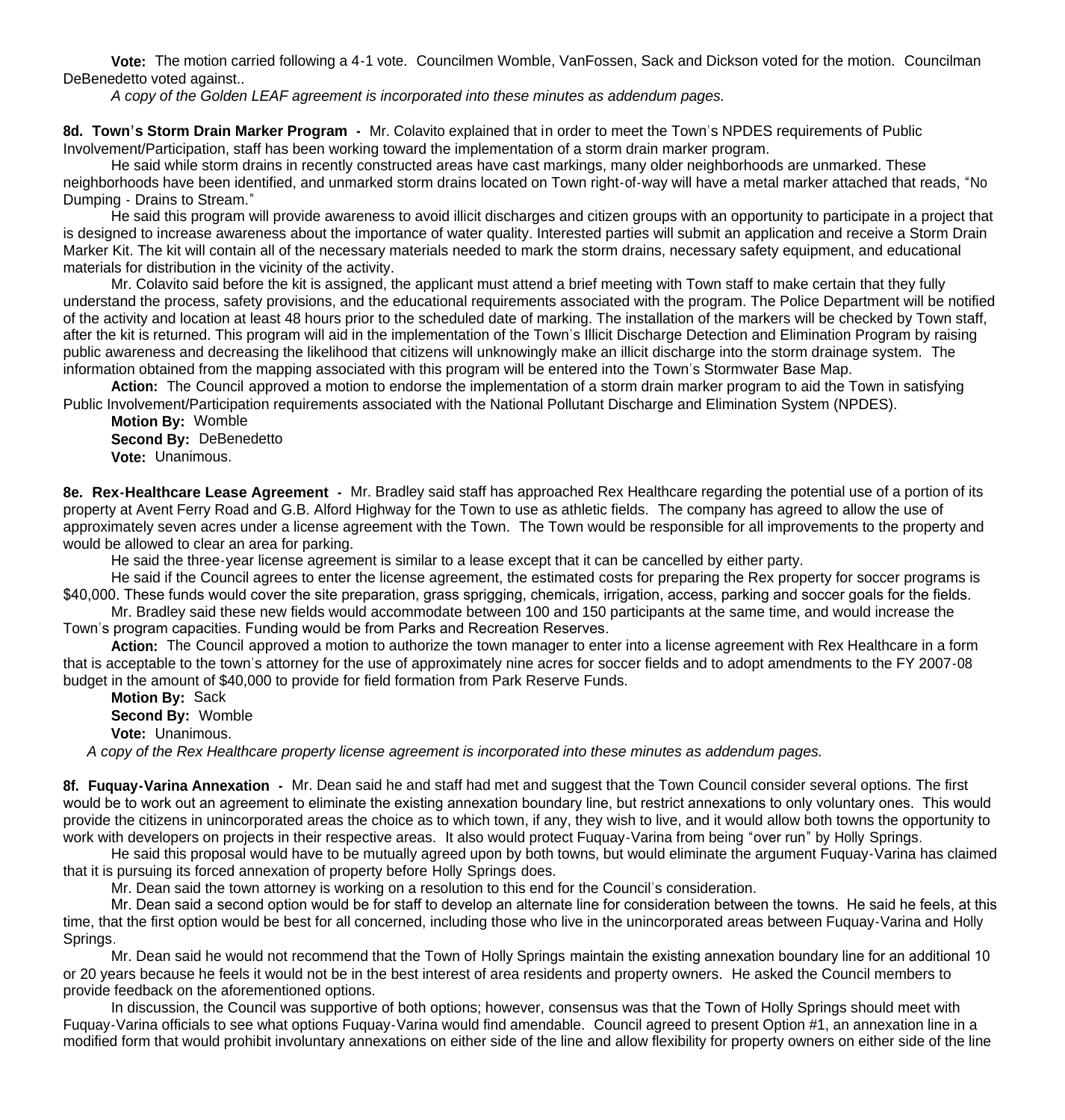**Vote:** The motion carried following a 4-1 vote. Councilmen Womble, VanFossen, Sack and Dickson voted for the motion. Councilman DeBenedetto voted against..

*A copy of the Golden LEAF agreement is incorporated into these minutes as addendum pages.*

**8d. Town's Storm Drain Marker Program -** Mr. Colavito explained that in order to meet the Town's NPDES requirements of Public Involvement/Participation, staff has been working toward the implementation of a storm drain marker program.

He said while storm drains in recently constructed areas have cast markings, many older neighborhoods are unmarked. These neighborhoods have been identified, and unmarked storm drains located on Town right-of-way will have a metal marker attached that reads, "No Dumping - Drains to Stream."

He said this program will provide awareness to avoid illicit discharges and citizen groups with an opportunity to participate in a project that is designed to increase awareness about the importance of water quality. Interested parties will submit an application and receive a Storm Drain Marker Kit. The kit will contain all of the necessary materials needed to mark the storm drains, necessary safety equipment, and educational materials for distribution in the vicinity of the activity.

Mr. Colavito said before the kit is assigned, the applicant must attend a brief meeting with Town staff to make certain that they fully understand the process, safety provisions, and the educational requirements associated with the program. The Police Department will be notified of the activity and location at least 48 hours prior to the scheduled date of marking. The installation of the markers will be checked by Town staff, after the kit is returned. This program will aid in the implementation of the Town's Illicit Discharge Detection and Elimination Program by raising public awareness and decreasing the likelihood that citizens will unknowingly make an illicit discharge into the storm drainage system. The information obtained from the mapping associated with this program will be entered into the Town's Stormwater Base Map.

**Action:** The Council approved a motion to endorse the implementation of a storm drain marker program to aid the Town in satisfying Public Involvement/Participation requirements associated with the National Pollutant Discharge and Elimination System (NPDES).

**Motion By:** Womble
**Second By:** DeBenedetto
**Vote:** Unanimous.

**8e. Rex-Healthcare Lease Agreement -** Mr. Bradley said staff has approached Rex Healthcare regarding the potential use of a portion of its property at Avent Ferry Road and G.B. Alford Highway for the Town to use as athletic fields. The company has agreed to allow the use of approximately seven acres under a license agreement with the Town. The Town would be responsible for all improvements to the property and would be allowed to clear an area for parking.

He said the three-year license agreement is similar to a lease except that it can be cancelled by either party.

He said if the Council agrees to enter the license agreement, the estimated costs for preparing the Rex property for soccer programs is $40,000. These funds would cover the site preparation, grass sprigging, chemicals, irrigation, access, parking and soccer goals for the fields.

Mr. Bradley said these new fields would accommodate between 100 and 150 participants at the same time, and would increase the Town's program capacities. Funding would be from Parks and Recreation Reserves.

**Action:** The Council approved a motion to authorize the town manager to enter into a license agreement with Rex Healthcare in a form that is acceptable to the town's attorney for the use of approximately nine acres for soccer fields and to adopt amendments to the FY 2007-08 budget in the amount of $40,000 to provide for field formation from Park Reserve Funds.

**Motion By:** Sack
**Second By:** Womble
**Vote:** Unanimous.

*A copy of the Rex Healthcare property license agreement is incorporated into these minutes as addendum pages.*

**8f. Fuquay-Varina Annexation -** Mr. Dean said he and staff had met and suggest that the Town Council consider several options. The first would be to work out an agreement to eliminate the existing annexation boundary line, but restrict annexations to only voluntary ones. This would provide the citizens in unincorporated areas the choice as to which town, if any, they wish to live, and it would allow both towns the opportunity to work with developers on projects in their respective areas. It also would protect Fuquay-Varina from being "over run" by Holly Springs.

He said this proposal would have to be mutually agreed upon by both towns, but would eliminate the argument Fuquay-Varina has claimed that it is pursuing its forced annexation of property before Holly Springs does.

Mr. Dean said the town attorney is working on a resolution to this end for the Council's consideration.

Mr. Dean said a second option would be for staff to develop an alternate line for consideration between the towns. He said he feels, at this time, that the first option would be best for all concerned, including those who live in the unincorporated areas between Fuquay-Varina and Holly Springs.

Mr. Dean said he would not recommend that the Town of Holly Springs maintain the existing annexation boundary line for an additional 10 or 20 years because he feels it would not be in the best interest of area residents and property owners. He asked the Council members to provide feedback on the aforementioned options.

In discussion, the Council was supportive of both options; however, consensus was that the Town of Holly Springs should meet with Fuquay-Varina officials to see what options Fuquay-Varina would find amendable. Council agreed to present Option #1, an annexation line in a modified form that would prohibit involuntary annexations on either side of the line and allow flexibility for property owners on either side of the line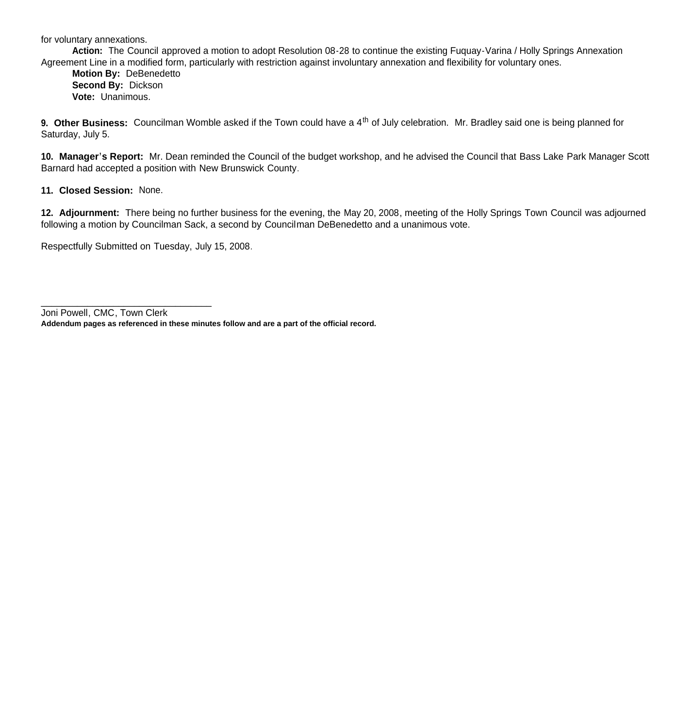for voluntary annexations.

**Action:** The Council approved a motion to adopt Resolution 08-28 to continue the existing Fuquay-Varina / Holly Springs Annexation Agreement Line in a modified form, particularly with restriction against involuntary annexation and flexibility for voluntary ones.

**Motion By:** DeBenedetto
**Second By:** Dickson
**Vote:** Unanimous.

**9. Other Business:** Councilman Womble asked if the Town could have a 4th of July celebration. Mr. Bradley said one is being planned for Saturday, July 5.

**10. Manager's Report:** Mr. Dean reminded the Council of the budget workshop, and he advised the Council that Bass Lake Park Manager Scott Barnard had accepted a position with New Brunswick County.

**11. Closed Session:** None.

**12. Adjournment:** There being no further business for the evening, the May 20, 2008, meeting of the Holly Springs Town Council was adjourned following a motion by Councilman Sack, a second by Councilman DeBenedetto and a unanimous vote.

Respectfully Submitted on Tuesday, July 15, 2008.

\_\_\_\_\_\_\_\_\_\_\_\_\_\_\_\_\_\_\_\_\_\_\_\_\_\_\_\_\_\_\_\_\_\_
Joni Powell, CMC, Town Clerk

**Addendum pages as referenced in these minutes follow and are a part of the official record.**